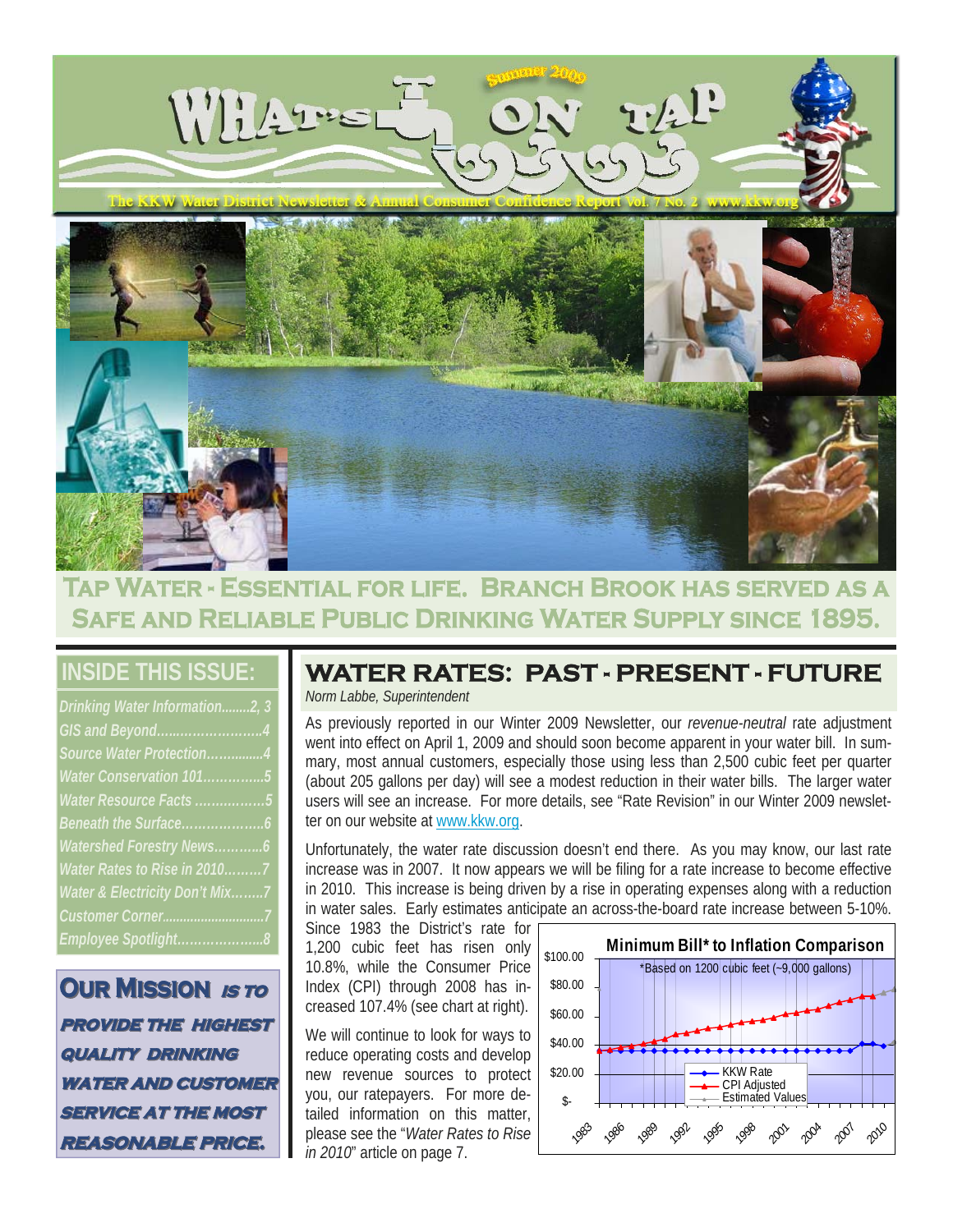# WHAT'S ON TAP

Summer 2009

The KKW Water District Newsletter & Annual Consumer Confidence Report Vol. 7 No. 2 www.kkw.org

**TAP WATER - ESSENTIAL FOR LIFE. BRANCH BROOK HAS SERVED AS A SAFE AND RELIABLE PUBLIC DRINKING WATER SUPPLY SINCE 1895.**

## INSIDE THIS ISSUE:

- *Drinking Water Information........2, 3*
- *GIS and Beyond..........................4*
- *Source Water Protection...............4*
- *Water Conservation 101...............5*
- *Water Resource Facts .................5*
- *Beneath the Surface....................6*
- *Watershed Forestry News............6*
- *Water Rates to Rise in 2010.........7*
- *Water & Electricity Don't Mix........7*
- *Customer Corner..........................7*
- *Employee Spotlight......................8*

**OUR MISSION** ***IS TO PROVIDE THE HIGHEST QUALITY DRINKING WATER AND CUSTOMER SERVICE AT THE MOST REASONABLE PRICE.***

## WATER RATES: PAST - PRESENT - FUTURE

*Norm Labbe, Superintendent*

As previously reported in our Winter 2009 Newsletter, our *revenue-neutral* rate adjustment went into effect on April 1, 2009 and should soon become apparent in your water bill. In summary, most annual customers, especially those using less than 2,500 cubic feet per quarter (about 205 gallons per day) will see a modest reduction in their water bills. The larger water users will see an increase. For more details, see "Rate Revision" in our Winter 2009 newsletter on our website at www.kkw.org.

Unfortunately, the water rate discussion doesn't end there. As you may know, our last rate increase was in 2007. It now appears we will be filing for a rate increase to become effective in 2010. This increase is being driven by a rise in operating expenses along with a reduction in water sales. Early estimates anticipate an across-the-board rate increase between 5-10%.

Since 1983 the District's rate for 1,200 cubic feet has risen only 10.8%, while the Consumer Price Index (CPI) through 2008 has increased 107.4% (see chart at right).

We will continue to look for ways to reduce operating costs and develop new revenue sources to protect you, our ratepayers. For more detailed information on this matter, please see the "*Water Rates to Rise in 2010*" article on page 7.

**Minimum Bill* to Inflation Comparison**

*Based on 1200 cubic feet (~9,000 gallons)

Legend: KKW Rate; CPI Adjusted; Estimated Values

Y-axis: $-, $20.00, $40.00, $60.00, $80.00, $100.00

X-axis: 1983, 1986, 1989, 1992, 1995, 1998, 2001, 2004, 2007, 2010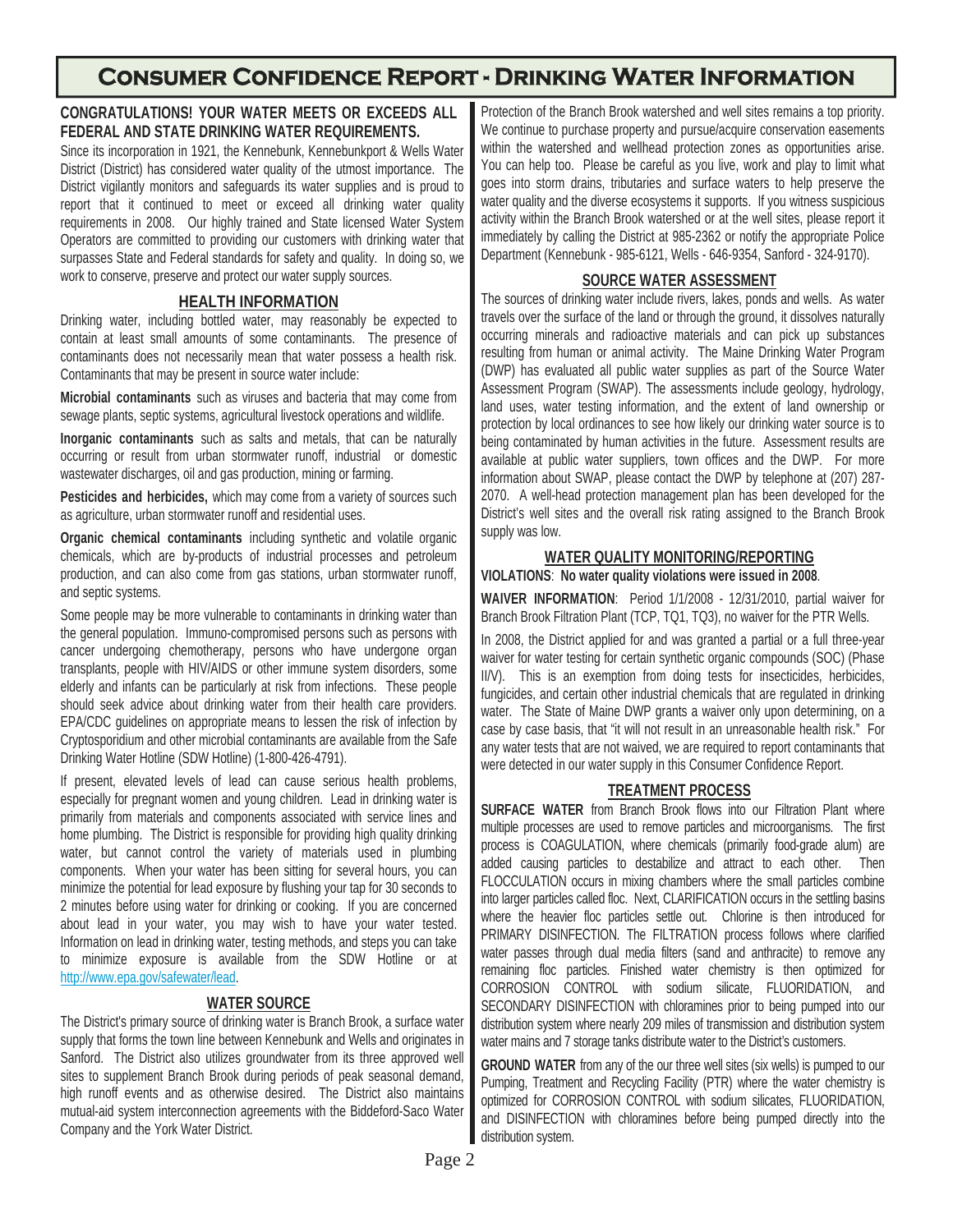# Consumer Confidence Report - Drinking Water Information

**CONGRATULATIONS! YOUR WATER MEETS OR EXCEEDS ALL FEDERAL AND STATE DRINKING WATER REQUIREMENTS.**

Since its incorporation in 1921, the Kennebunk, Kennebunkport & Wells Water District (District) has considered water quality of the utmost importance. The District vigilantly monitors and safeguards its water supplies and is proud to report that it continued to meet or exceed all drinking water quality requirements in 2008. Our highly trained and State licensed Water System Operators are committed to providing our customers with drinking water that surpasses State and Federal standards for safety and quality. In doing so, we work to conserve, preserve and protect our water supply sources.

## HEALTH INFORMATION

Drinking water, including bottled water, may reasonably be expected to contain at least small amounts of some contaminants. The presence of contaminants does not necessarily mean that water possess a health risk. Contaminants that may be present in source water include:

**Microbial contaminants** such as viruses and bacteria that may come from sewage plants, septic systems, agricultural livestock operations and wildlife.

**Inorganic contaminants** such as salts and metals, that can be naturally occurring or result from urban stormwater runoff, industrial or domestic wastewater discharges, oil and gas production, mining or farming.

**Pesticides and herbicides,** which may come from a variety of sources such as agriculture, urban stormwater runoff and residential uses.

**Organic chemical contaminants** including synthetic and volatile organic chemicals, which are by-products of industrial processes and petroleum production, and can also come from gas stations, urban stormwater runoff, and septic systems.

Some people may be more vulnerable to contaminants in drinking water than the general population. Immuno-compromised persons such as persons with cancer undergoing chemotherapy, persons who have undergone organ transplants, people with HIV/AIDS or other immune system disorders, some elderly and infants can be particularly at risk from infections. These people should seek advice about drinking water from their health care providers. EPA/CDC guidelines on appropriate means to lessen the risk of infection by Cryptosporidium and other microbial contaminants are available from the Safe Drinking Water Hotline (SDW Hotline) (1-800-426-4791).

If present, elevated levels of lead can cause serious health problems, especially for pregnant women and young children. Lead in drinking water is primarily from materials and components associated with service lines and home plumbing. The District is responsible for providing high quality drinking water, but cannot control the variety of materials used in plumbing components. When your water has been sitting for several hours, you can minimize the potential for lead exposure by flushing your tap for 30 seconds to 2 minutes before using water for drinking or cooking. If you are concerned about lead in your water, you may wish to have your water tested. Information on lead in drinking water, testing methods, and steps you can take to minimize exposure is available from the SDW Hotline or at http://www.epa.gov/safewater/lead.

## WATER SOURCE

The District's primary source of drinking water is Branch Brook, a surface water supply that forms the town line between Kennebunk and Wells and originates in Sanford. The District also utilizes groundwater from its three approved well sites to supplement Branch Brook during periods of peak seasonal demand, high runoff events and as otherwise desired. The District also maintains mutual-aid system interconnection agreements with the Biddeford-Saco Water Company and the York Water District.

Protection of the Branch Brook watershed and well sites remains a top priority. We continue to purchase property and pursue/acquire conservation easements within the watershed and wellhead protection zones as opportunities arise. You can help too. Please be careful as you live, work and play to limit what goes into storm drains, tributaries and surface waters to help preserve the water quality and the diverse ecosystems it supports. If you witness suspicious activity within the Branch Brook watershed or at the well sites, please report it immediately by calling the District at 985-2362 or notify the appropriate Police Department (Kennebunk - 985-6121, Wells - 646-9354, Sanford - 324-9170).

## SOURCE WATER ASSESSMENT

The sources of drinking water include rivers, lakes, ponds and wells. As water travels over the surface of the land or through the ground, it dissolves naturally occurring minerals and radioactive materials and can pick up substances resulting from human or animal activity. The Maine Drinking Water Program (DWP) has evaluated all public water supplies as part of the Source Water Assessment Program (SWAP). The assessments include geology, hydrology, land uses, water testing information, and the extent of land ownership or protection by local ordinances to see how likely our drinking water source is to being contaminated by human activities in the future. Assessment results are available at public water suppliers, town offices and the DWP. For more information about SWAP, please contact the DWP by telephone at (207) 287-2070. A well-head protection management plan has been developed for the District's well sites and the overall risk rating assigned to the Branch Brook supply was low.

## WATER QUALITY MONITORING/REPORTING

**VIOLATIONS**: **No water quality violations were issued in 2008**.

**WAIVER INFORMATION**: Period 1/1/2008 - 12/31/2010, partial waiver for Branch Brook Filtration Plant (TCP, TQ1, TQ3), no waiver for the PTR Wells.

In 2008, the District applied for and was granted a partial or a full three-year waiver for water testing for certain synthetic organic compounds (SOC) (Phase II/V). This is an exemption from doing tests for insecticides, herbicides, fungicides, and certain other industrial chemicals that are regulated in drinking water. The State of Maine DWP grants a waiver only upon determining, on a case by case basis, that "it will not result in an unreasonable health risk." For any water tests that are not waived, we are required to report contaminants that were detected in our water supply in this Consumer Confidence Report.

## TREATMENT PROCESS

**SURFACE WATER** from Branch Brook flows into our Filtration Plant where multiple processes are used to remove particles and microorganisms. The first process is COAGULATION, where chemicals (primarily food-grade alum) are added causing particles to destabilize and attract to each other. Then FLOCCULATION occurs in mixing chambers where the small particles combine into larger particles called floc. Next, CLARIFICATION occurs in the settling basins where the heavier floc particles settle out. Chlorine is then introduced for PRIMARY DISINFECTION. The FILTRATION process follows where clarified water passes through dual media filters (sand and anthracite) to remove any remaining floc particles. Finished water chemistry is then optimized for CORROSION CONTROL with sodium silicate, FLUORIDATION, and SECONDARY DISINFECTION with chloramines prior to being pumped into our distribution system where nearly 209 miles of transmission and distribution system water mains and 7 storage tanks distribute water to the District's customers.

**GROUND WATER** from any of the our three well sites (six wells) is pumped to our Pumping, Treatment and Recycling Facility (PTR) where the water chemistry is optimized for CORROSION CONTROL with sodium silicates, FLUORIDATION, and DISINFECTION with chloramines before being pumped directly into the distribution system.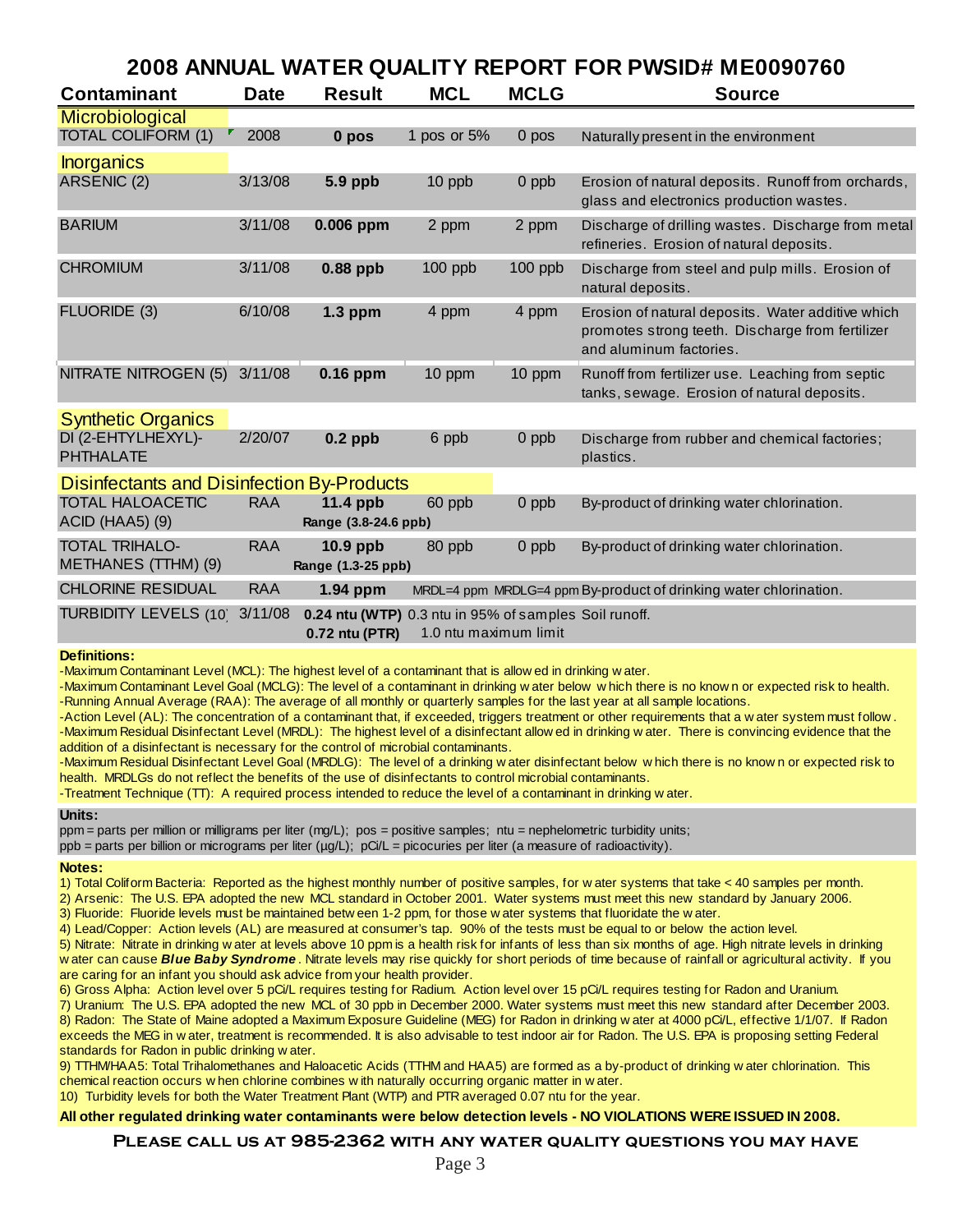# 2008 ANNUAL WATER QUALITY REPORT FOR PWSID# ME0090760

| Contaminant | Date | Result | MCL | MCLG | Source |
|---|---|---|---|---|---|
| **Microbiological** | | | | | |
| TOTAL COLIFORM (1) | 2008 | **0 pos** | 1 pos or 5% | 0 pos | Naturally present in the environment |
| **Inorganics** | | | | | |
| ARSENIC (2) | 3/13/08 | **5.9 ppb** | 10 ppb | 0 ppb | Erosion of natural deposits. Runoff from orchards, glass and electronics production wastes. |
| BARIUM | 3/11/08 | **0.006 ppm** | 2 ppm | 2 ppm | Discharge of drilling wastes. Discharge from metal refineries. Erosion of natural deposits. |
| CHROMIUM | 3/11/08 | **0.88 ppb** | 100 ppb | 100 ppb | Discharge from steel and pulp mills. Erosion of natural deposits. |
| FLUORIDE (3) | 6/10/08 | **1.3 ppm** | 4 ppm | 4 ppm | Erosion of natural deposits. Water additive which promotes strong teeth. Discharge from fertilizer and aluminum factories. |
| NITRATE NITROGEN (5) | 3/11/08 | **0.16 ppm** | 10 ppm | 10 ppm | Runoff from fertilizer use. Leaching from septic tanks, sewage. Erosion of natural deposits. |
| **Synthetic Organics** | | | | | |
| DI (2-EHTYLHEXYL)-PHTHALATE | 2/20/07 | **0.2 ppb** | 6 ppb | 0 ppb | Discharge from rubber and chemical factories; plastics. |
| **Disinfectants and Disinfection By-Products** | | | | | |
| TOTAL HALOACETIC ACID (HAA5) (9) | RAA | **11.4 ppb** **Range (3.8-24.6 ppb)** | 60 ppb | 0 ppb | By-product of drinking water chlorination. |
| TOTAL TRIHALO-METHANES (TTHM) (9) | RAA | **10.9 ppb** **Range (1.3-25 ppb)** | 80 ppb | 0 ppb | By-product of drinking water chlorination. |
| CHLORINE RESIDUAL | RAA | **1.94 ppm** | MRDL=4 ppm | MRDLG=4 ppm | By-product of drinking water chlorination. |
| TURBIDITY LEVELS (10) | 3/11/08 | **0.24 ntu (WTP)** **0.72 ntu (PTR)** | 0.3 ntu in 95% of samples 1.0 ntu maximum limit | | Soil runoff. |

**Definitions:**

-Maximum Contaminant Level (MCL): The highest level of a contaminant that is allowed in drinking water.
-Maximum Contaminant Level Goal (MCLG): The level of a contaminant in drinking water below which there is no known or expected risk to health.
-Running Annual Average (RAA): The average of all monthly or quarterly samples for the last year at all sample locations.
-Action Level (AL): The concentration of a contaminant that, if exceeded, triggers treatment or other requirements that a water system must follow.
-Maximum Residual Disinfectant Level (MRDL): The highest level of a disinfectant allowed in drinking water. There is convincing evidence that the addition of a disinfectant is necessary for the control of microbial contaminants.
-Maximum Residual Disinfectant Level Goal (MRDLG): The level of a drinking water disinfectant below which there is no known or expected risk to health. MRDLGs do not reflect the benefits of the use of disinfectants to control microbial contaminants.
-Treatment Technique (TT): A required process intended to reduce the level of a contaminant in drinking water.

**Units:**

ppm = parts per million or milligrams per liter (mg/L); pos = positive samples; ntu = nephelometric turbidity units;
ppb = parts per billion or micrograms per liter (µg/L); pCi/L = picocuries per liter (a measure of radioactivity).

**Notes:**

1) Total Coliform Bacteria: Reported as the highest monthly number of positive samples, for water systems that take < 40 samples per month.
2) Arsenic: The U.S. EPA adopted the new MCL standard in October 2001. Water systems must meet this new standard by January 2006.
3) Fluoride: Fluoride levels must be maintained between 1-2 ppm, for those water systems that fluoridate the water.
4) Lead/Copper: Action levels (AL) are measured at consumer's tap. 90% of the tests must be equal to or below the action level.
5) Nitrate: Nitrate in drinking water at levels above 10 ppm is a health risk for infants of less than six months of age. High nitrate levels in drinking water can cause ***Blue Baby Syndrome***. Nitrate levels may rise quickly for short periods of time because of rainfall or agricultural activity. If you are caring for an infant you should ask advice from your health provider.
6) Gross Alpha: Action level over 5 pCi/L requires testing for Radium. Action level over 15 pCi/L requires testing for Radon and Uranium.
7) Uranium: The U.S. EPA adopted the new MCL of 30 ppb in December 2000. Water systems must meet this new standard after December 2003.
8) Radon: The State of Maine adopted a Maximum Exposure Guideline (MEG) for Radon in drinking water at 4000 pCi/L, effective 1/1/07. If Radon exceeds the MEG in water, treatment is recommended. It is also advisable to test indoor air for Radon. The U.S. EPA is proposing setting Federal standards for Radon in public drinking water.
9) TTHM/HAA5: Total Trihalomethanes and Haloacetic Acids (TTHM and HAA5) are formed as a by-product of drinking water chlorination. This chemical reaction occurs when chlorine combines with naturally occurring organic matter in water.
10) Turbidity levels for both the Water Treatment Plant (WTP) and PTR averaged 0.07 ntu for the year.

**All other regulated drinking water contaminants were below detection levels - NO VIOLATIONS WERE ISSUED IN 2008.**

**PLEASE CALL US AT 985-2362 WITH ANY WATER QUALITY QUESTIONS YOU MAY HAVE**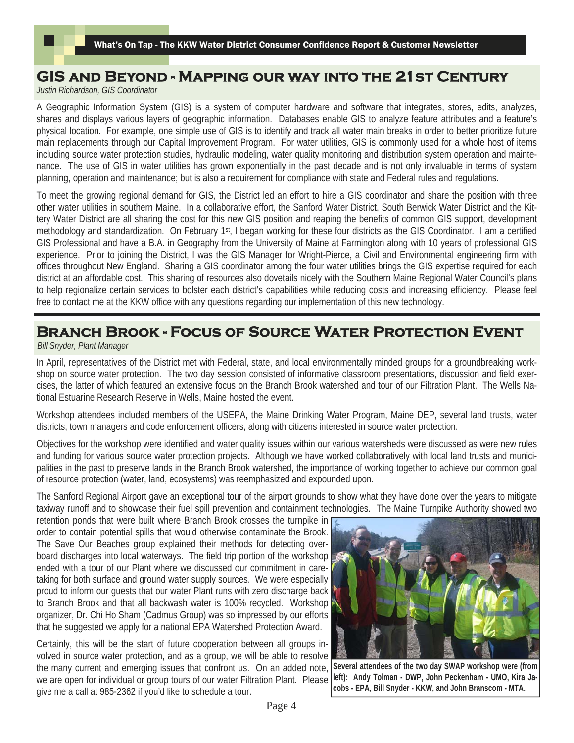## GIS and Beyond - Mapping our way into the 21st Century

*Justin Richardson, GIS Coordinator*

A Geographic Information System (GIS) is a system of computer hardware and software that integrates, stores, edits, analyzes, shares and displays various layers of geographic information. Databases enable GIS to analyze feature attributes and a feature's physical location. For example, one simple use of GIS is to identify and track all water main breaks in order to better prioritize future main replacements through our Capital Improvement Program. For water utilities, GIS is commonly used for a whole host of items including source water protection studies, hydraulic modeling, water quality monitoring and distribution system operation and maintenance. The use of GIS in water utilities has grown exponentially in the past decade and is not only invaluable in terms of system planning, operation and maintenance; but is also a requirement for compliance with state and Federal rules and regulations.

To meet the growing regional demand for GIS, the District led an effort to hire a GIS coordinator and share the position with three other water utilities in southern Maine. In a collaborative effort, the Sanford Water District, South Berwick Water District and the Kittery Water District are all sharing the cost for this new GIS position and reaping the benefits of common GIS support, development methodology and standardization. On February 1st, I began working for these four districts as the GIS Coordinator. I am a certified GIS Professional and have a B.A. in Geography from the University of Maine at Farmington along with 10 years of professional GIS experience. Prior to joining the District, I was the GIS Manager for Wright-Pierce, a Civil and Environmental engineering firm with offices throughout New England. Sharing a GIS coordinator among the four water utilities brings the GIS expertise required for each district at an affordable cost. This sharing of resources also dovetails nicely with the Southern Maine Regional Water Council's plans to help regionalize certain services to bolster each district's capabilities while reducing costs and increasing efficiency. Please feel free to contact me at the KKW office with any questions regarding our implementation of this new technology.

## Branch Brook - Focus of Source Water Protection Event

*Bill Snyder, Plant Manager*

In April, representatives of the District met with Federal, state, and local environmentally minded groups for a groundbreaking workshop on source water protection. The two day session consisted of informative classroom presentations, discussion and field exercises, the latter of which featured an extensive focus on the Branch Brook watershed and tour of our Filtration Plant. The Wells National Estuarine Research Reserve in Wells, Maine hosted the event.

Workshop attendees included members of the USEPA, the Maine Drinking Water Program, Maine DEP, several land trusts, water districts, town managers and code enforcement officers, along with citizens interested in source water protection.

Objectives for the workshop were identified and water quality issues within our various watersheds were discussed as were new rules and funding for various source water protection projects. Although we have worked collaboratively with local land trusts and municipalities in the past to preserve lands in the Branch Brook watershed, the importance of working together to achieve our common goal of resource protection (water, land, ecosystems) was reemphasized and expounded upon.

The Sanford Regional Airport gave an exceptional tour of the airport grounds to show what they have done over the years to mitigate taxiway runoff and to showcase their fuel spill prevention and containment technologies. The Maine Turnpike Authority showed two retention ponds that were built where Branch Brook crosses the turnpike in order to contain potential spills that would otherwise contaminate the Brook. The Save Our Beaches group explained their methods for detecting overboard discharges into local waterways. The field trip portion of the workshop ended with a tour of our Plant where we discussed our commitment in caretaking for both surface and ground water supply sources. We were especially proud to inform our guests that our water Plant runs with zero discharge back to Branch Brook and that all backwash water is 100% recycled. Workshop organizer, Dr. Chi Ho Sham (Cadmus Group) was so impressed by our efforts that he suggested we apply for a national EPA Watershed Protection Award.

Certainly, this will be the start of future cooperation between all groups involved in source water protection, and as a group, we will be able to resolve the many current and emerging issues that confront us. On an added note, we are open for individual or group tours of our water Filtration Plant. Please give me a call at 985-2362 if you'd like to schedule a tour.

**Several attendees of the two day SWAP workshop were (from left): Andy Tolman - DWP, John Peckenham - UMO, Kira Jacobs - EPA, Bill Snyder - KKW, and John Branscom - MTA.**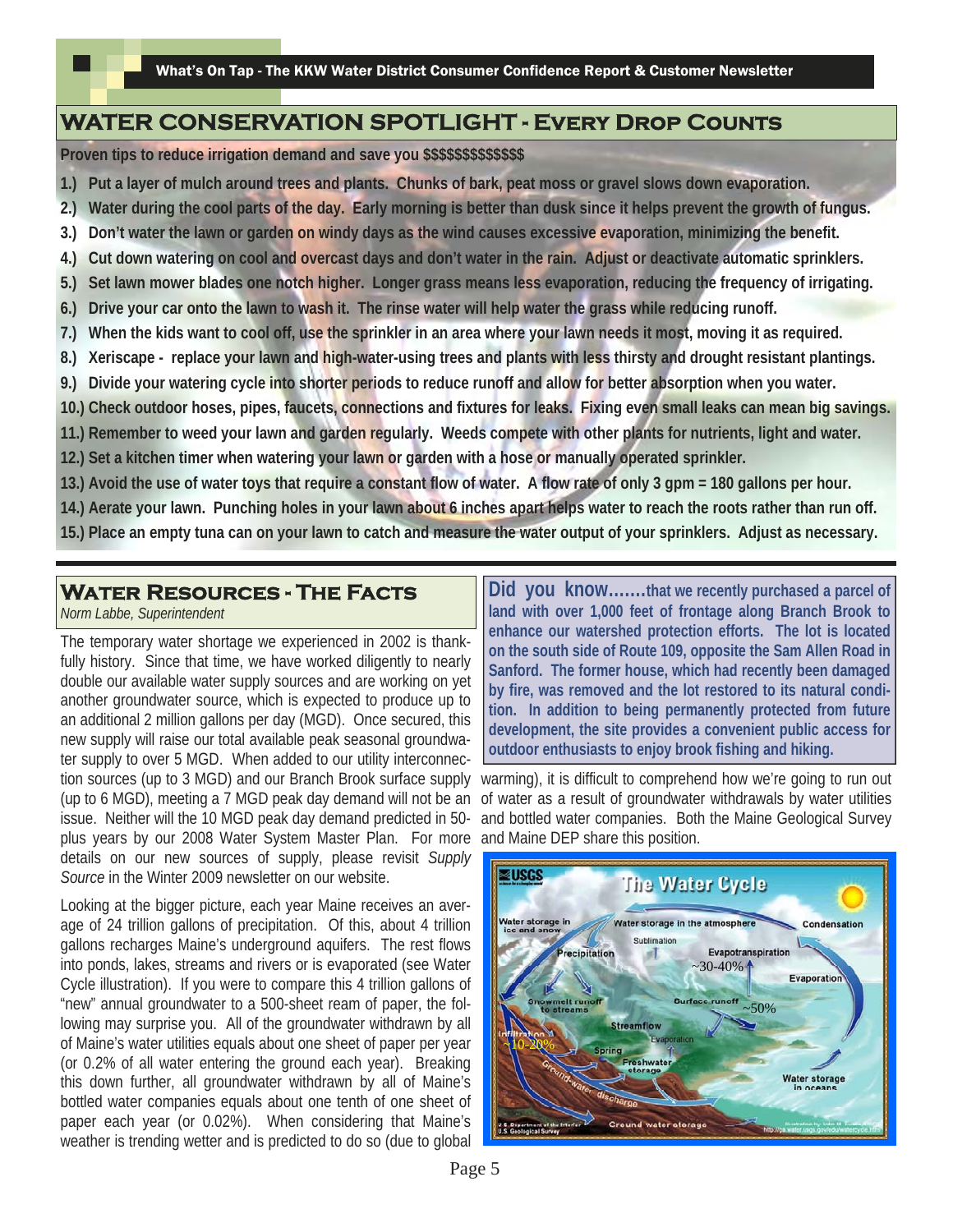## WATER CONSERVATION SPOTLIGHT - Every Drop Counts

**Proven tips to reduce irrigation demand and save you $$$$$$$$$$$$$$**

1.) **Put a layer of mulch around trees and plants. Chunks of bark, peat moss or gravel slows down evaporation.**
2.) **Water during the cool parts of the day. Early morning is better than dusk since it helps prevent the growth of fungus.**
3.) **Don't water the lawn or garden on windy days as the wind causes excessive evaporation, minimizing the benefit.**
4.) **Cut down watering on cool and overcast days and don't water in the rain. Adjust or deactivate automatic sprinklers.**
5.) **Set lawn mower blades one notch higher. Longer grass means less evaporation, reducing the frequency of irrigating.**
6.) **Drive your car onto the lawn to wash it. The rinse water will help water the grass while reducing runoff.**
7.) **When the kids want to cool off, use the sprinkler in an area where your lawn needs it most, moving it as required.**
8.) **Xeriscape - replace your lawn and high-water-using trees and plants with less thirsty and drought resistant plantings.**
9.) **Divide your watering cycle into shorter periods to reduce runoff and allow for better absorption when you water.**
10.) **Check outdoor hoses, pipes, faucets, connections and fixtures for leaks. Fixing even small leaks can mean big savings.**
11.) **Remember to weed your lawn and garden regularly. Weeds compete with other plants for nutrients, light and water.**
12.) **Set a kitchen timer when watering your lawn or garden with a hose or manually operated sprinkler.**
13.) **Avoid the use of water toys that require a constant flow of water. A flow rate of only 3 gpm = 180 gallons per hour.**
14.) **Aerate your lawn. Punching holes in your lawn about 6 inches apart helps water to reach the roots rather than run off.**
15.) **Place an empty tuna can on your lawn to catch and measure the water output of your sprinklers. Adjust as necessary.**

## Water Resources - The Facts

*Norm Labbe, Superintendent*

The temporary water shortage we experienced in 2002 is thankfully history. Since that time, we have worked diligently to nearly double our available water supply sources and are working on yet another groundwater source, which is expected to produce up to an additional 2 million gallons per day (MGD). Once secured, this new supply will raise our total available peak seasonal groundwater supply to over 5 MGD. When added to our utility interconnection sources (up to 3 MGD) and our Branch Brook surface supply (up to 6 MGD), meeting a 7 MGD peak day demand will not be an issue. Neither will the 10 MGD peak day demand predicted in 50-plus years by our 2008 Water System Master Plan. For more details on our new sources of supply, please revisit *Supply Source* in the Winter 2009 newsletter on our website.

Looking at the bigger picture, each year Maine receives an average of 24 trillion gallons of precipitation. Of this, about 4 trillion gallons recharges Maine's underground aquifers. The rest flows into ponds, lakes, streams and rivers or is evaporated (see Water Cycle illustration). If you were to compare this 4 trillion gallons of "new" annual groundwater to a 500-sheet ream of paper, the following may surprise you. All of the groundwater withdrawn by all of Maine's water utilities equals about one sheet of paper per year (or 0.2% of all water entering the ground each year). Breaking this down further, all groundwater withdrawn by all of Maine's bottled water companies equals about one tenth of one sheet of paper each year (or 0.02%). When considering that Maine's weather is trending wetter and is predicted to do so (due to global warming), it is difficult to comprehend how we're going to run out of water as a result of groundwater withdrawals by water utilities and bottled water companies. Both the Maine Geological Survey and Maine DEP share this position.

**Did you know.......that we recently purchased a parcel of land with over 1,000 feet of frontage along Branch Brook to enhance our watershed protection efforts. The lot is located on the south side of Route 109, opposite the Sam Allen Road in Sanford. The former house, which had recently been damaged by fire, was removed and the lot restored to its natural condition. In addition to being permanently protected from future development, the site provides a convenient public access for outdoor enthusiasts to enjoy brook fishing and hiking.**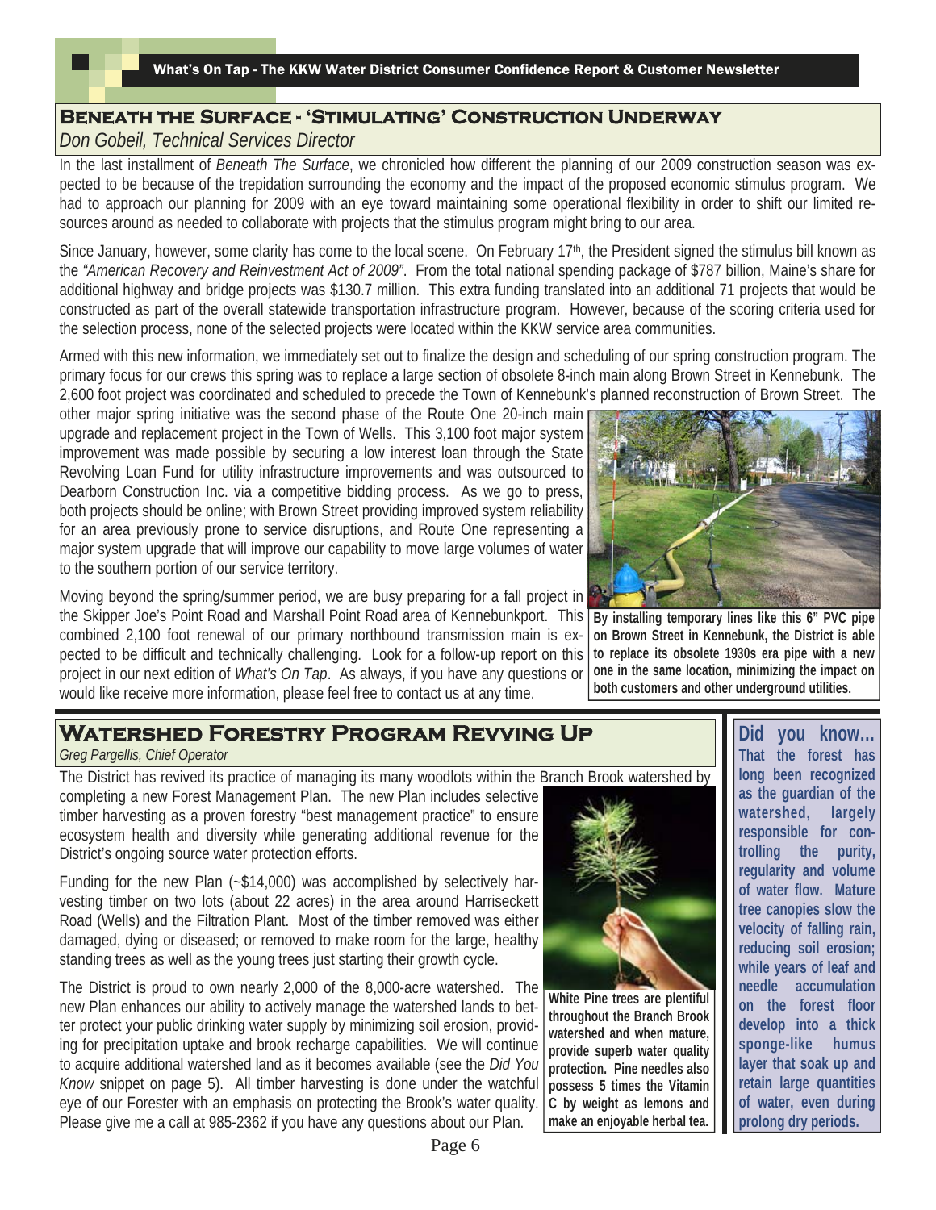## Beneath the Surface - 'Stimulating' Construction Underway

*Don Gobeil, Technical Services Director*

In the last installment of *Beneath The Surface*, we chronicled how different the planning of our 2009 construction season was expected to be because of the trepidation surrounding the economy and the impact of the proposed economic stimulus program. We had to approach our planning for 2009 with an eye toward maintaining some operational flexibility in order to shift our limited resources around as needed to collaborate with projects that the stimulus program might bring to our area.

Since January, however, some clarity has come to the local scene. On February 17th, the President signed the stimulus bill known as the *"American Recovery and Reinvestment Act of 2009"*. From the total national spending package of $787 billion, Maine's share for additional highway and bridge projects was $130.7 million. This extra funding translated into an additional 71 projects that would be constructed as part of the overall statewide transportation infrastructure program. However, because of the scoring criteria used for the selection process, none of the selected projects were located within the KKW service area communities.

Armed with this new information, we immediately set out to finalize the design and scheduling of our spring construction program. The primary focus for our crews this spring was to replace a large section of obsolete 8-inch main along Brown Street in Kennebunk. The 2,600 foot project was coordinated and scheduled to precede the Town of Kennebunk's planned reconstruction of Brown Street. The other major spring initiative was the second phase of the Route One 20-inch main upgrade and replacement project in the Town of Wells. This 3,100 foot major system improvement was made possible by securing a low interest loan through the State Revolving Loan Fund for utility infrastructure improvements and was outsourced to Dearborn Construction Inc. via a competitive bidding process. As we go to press, both projects should be online; with Brown Street providing improved system reliability for an area previously prone to service disruptions, and Route One representing a major system upgrade that will improve our capability to move large volumes of water to the southern portion of our service territory.

Moving beyond the spring/summer period, we are busy preparing for a fall project in the Skipper Joe's Point Road and Marshall Point Road area of Kennebunkport. This combined 2,100 foot renewal of our primary northbound transmission main is expected to be difficult and technically challenging. Look for a follow-up report on this project in our next edition of *What's On Tap*. As always, if you have any questions or would like receive more information, please feel free to contact us at any time.

**By installing temporary lines like this 6" PVC pipe on Brown Street in Kennebunk, the District is able to replace its obsolete 1930s era pipe with a new one in the same location, minimizing the impact on both customers and other underground utilities.**

## Watershed Forestry Program Revving Up

*Greg Pargellis, Chief Operator*

The District has revived its practice of managing its many woodlots within the Branch Brook watershed by completing a new Forest Management Plan. The new Plan includes selective timber harvesting as a proven forestry "best management practice" to ensure ecosystem health and diversity while generating additional revenue for the District's ongoing source water protection efforts.

Funding for the new Plan (~$14,000) was accomplished by selectively harvesting timber on two lots (about 22 acres) in the area around Harriseckett Road (Wells) and the Filtration Plant. Most of the timber removed was either damaged, dying or diseased; or removed to make room for the large, healthy standing trees as well as the young trees just starting their growth cycle.

The District is proud to own nearly 2,000 of the 8,000-acre watershed. The new Plan enhances our ability to actively manage the watershed lands to better protect your public drinking water supply by minimizing soil erosion, providing for precipitation uptake and brook recharge capabilities. We will continue to acquire additional watershed land as it becomes available (see the *Did You Know* snippet on page 5). All timber harvesting is done under the watchful eye of our Forester with an emphasis on protecting the Brook's water quality. Please give me a call at 985-2362 if you have any questions about our Plan.

**White Pine trees are plentiful throughout the Branch Brook watershed and when mature, provide superb water quality protection. Pine needles also possess 5 times the Vitamin C by weight as lemons and make an enjoyable herbal tea.**

**Did you know... That the forest has long been recognized as the guardian of the watershed, largely responsible for controlling the purity, regularity and volume of water flow. Mature tree canopies slow the velocity of falling rain, reducing soil erosion; while years of leaf and needle accumulation on the forest floor develop into a thick sponge-like humus layer that soak up and retain large quantities of water, even during prolong dry periods.**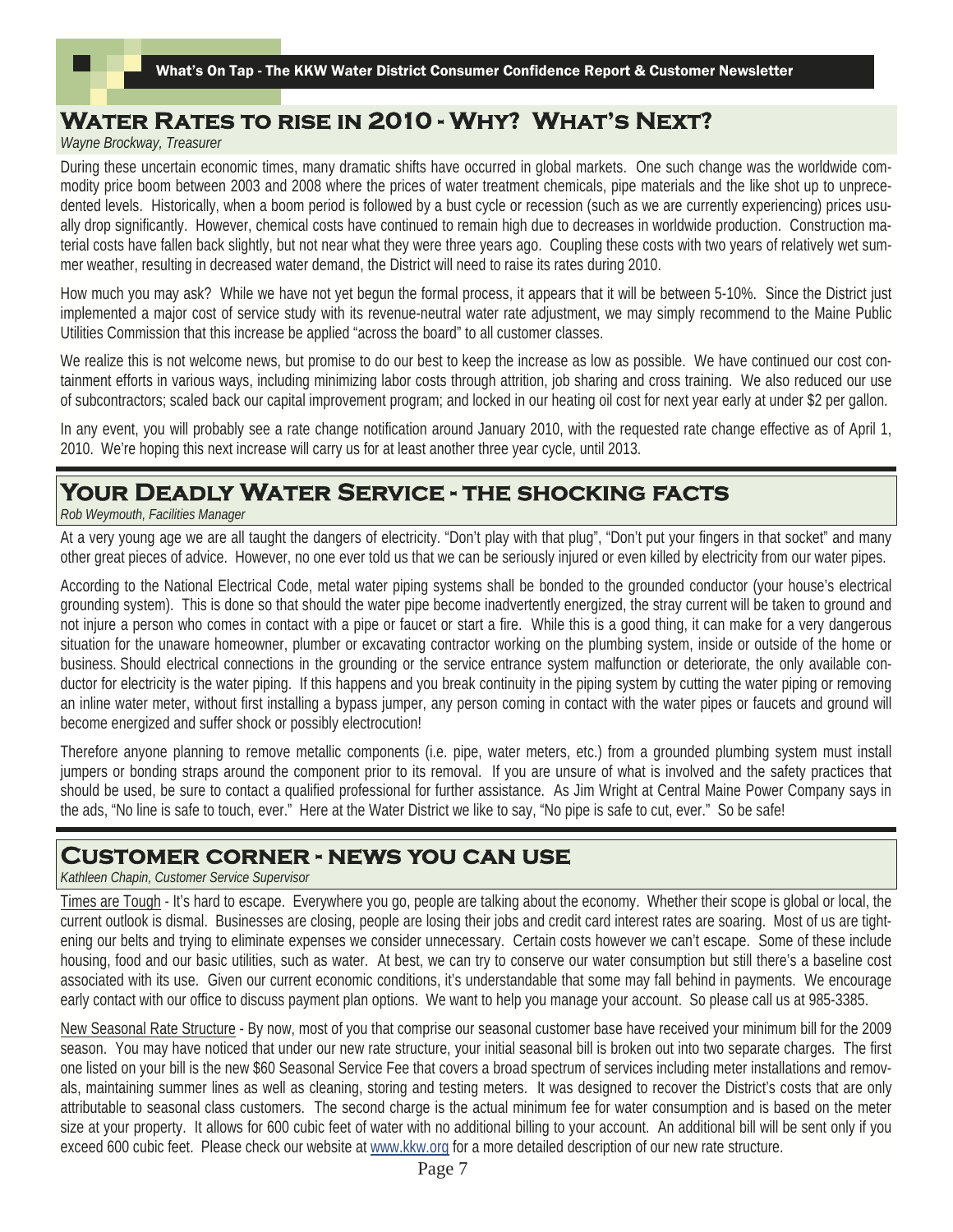## Water Rates to rise in 2010 - Why? What's Next?

*Wayne Brockway, Treasurer*

During these uncertain economic times, many dramatic shifts have occurred in global markets. One such change was the worldwide commodity price boom between 2003 and 2008 where the prices of water treatment chemicals, pipe materials and the like shot up to unprecedented levels. Historically, when a boom period is followed by a bust cycle or recession (such as we are currently experiencing) prices usually drop significantly. However, chemical costs have continued to remain high due to decreases in worldwide production. Construction material costs have fallen back slightly, but not near what they were three years ago. Coupling these costs with two years of relatively wet summer weather, resulting in decreased water demand, the District will need to raise its rates during 2010.

How much you may ask? While we have not yet begun the formal process, it appears that it will be between 5-10%. Since the District just implemented a major cost of service study with its revenue-neutral water rate adjustment, we may simply recommend to the Maine Public Utilities Commission that this increase be applied "across the board" to all customer classes.

We realize this is not welcome news, but promise to do our best to keep the increase as low as possible. We have continued our cost containment efforts in various ways, including minimizing labor costs through attrition, job sharing and cross training. We also reduced our use of subcontractors; scaled back our capital improvement program; and locked in our heating oil cost for next year early at under $2 per gallon.

In any event, you will probably see a rate change notification around January 2010, with the requested rate change effective as of April 1, 2010. We're hoping this next increase will carry us for at least another three year cycle, until 2013.

## Your Deadly Water Service - the shocking facts

*Rob Weymouth, Facilities Manager*

At a very young age we are all taught the dangers of electricity. "Don't play with that plug", "Don't put your fingers in that socket" and many other great pieces of advice. However, no one ever told us that we can be seriously injured or even killed by electricity from our water pipes.

According to the National Electrical Code, metal water piping systems shall be bonded to the grounded conductor (your house's electrical grounding system). This is done so that should the water pipe become inadvertently energized, the stray current will be taken to ground and not injure a person who comes in contact with a pipe or faucet or start a fire. While this is a good thing, it can make for a very dangerous situation for the unaware homeowner, plumber or excavating contractor working on the plumbing system, inside or outside of the home or business. Should electrical connections in the grounding or the service entrance system malfunction or deteriorate, the only available conductor for electricity is the water piping. If this happens and you break continuity in the piping system by cutting the water piping or removing an inline water meter, without first installing a bypass jumper, any person coming in contact with the water pipes or faucets and ground will become energized and suffer shock or possibly electrocution!

Therefore anyone planning to remove metallic components (i.e. pipe, water meters, etc.) from a grounded plumbing system must install jumpers or bonding straps around the component prior to its removal. If you are unsure of what is involved and the safety practices that should be used, be sure to contact a qualified professional for further assistance. As Jim Wright at Central Maine Power Company says in the ads, "No line is safe to touch, ever." Here at the Water District we like to say, "No pipe is safe to cut, ever." So be safe!

## Customer corner - news you can use

*Kathleen Chapin, Customer Service Supervisor*

Times are Tough - It's hard to escape. Everywhere you go, people are talking about the economy. Whether their scope is global or local, the current outlook is dismal. Businesses are closing, people are losing their jobs and credit card interest rates are soaring. Most of us are tightening our belts and trying to eliminate expenses we consider unnecessary. Certain costs however we can't escape. Some of these include housing, food and our basic utilities, such as water. At best, we can try to conserve our water consumption but still there's a baseline cost associated with its use. Given our current economic conditions, it's understandable that some may fall behind in payments. We encourage early contact with our office to discuss payment plan options. We want to help you manage your account. So please call us at 985-3385.

New Seasonal Rate Structure - By now, most of you that comprise our seasonal customer base have received your minimum bill for the 2009 season. You may have noticed that under our new rate structure, your initial seasonal bill is broken out into two separate charges. The first one listed on your bill is the new $60 Seasonal Service Fee that covers a broad spectrum of services including meter installations and removals, maintaining summer lines as well as cleaning, storing and testing meters. It was designed to recover the District's costs that are only attributable to seasonal class customers. The second charge is the actual minimum fee for water consumption and is based on the meter size at your property. It allows for 600 cubic feet of water with no additional billing to your account. An additional bill will be sent only if you exceed 600 cubic feet. Please check our website at www.kkw.org for a more detailed description of our new rate structure.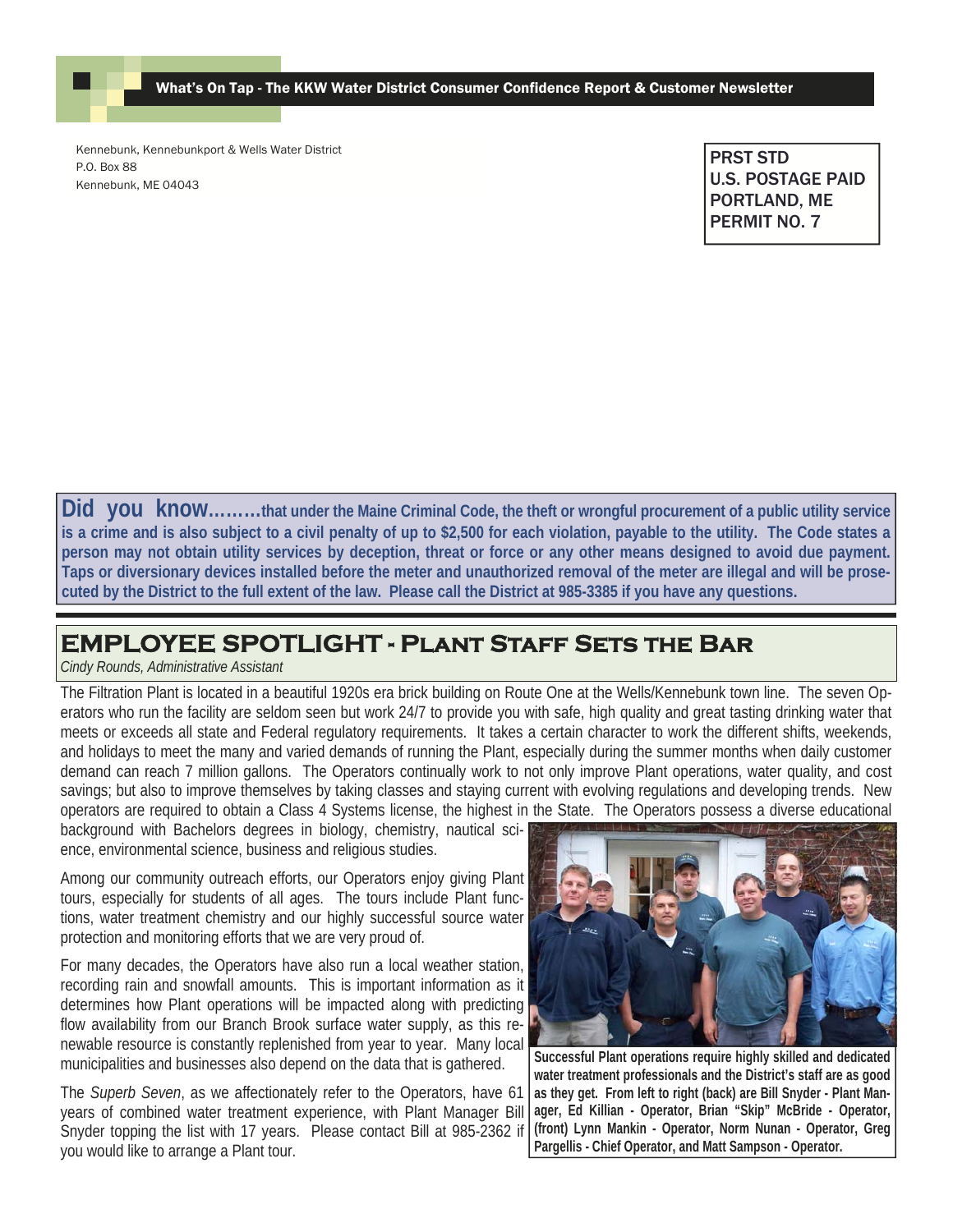What's On Tap - The KKW Water District Consumer Confidence Report & Customer Newsletter

Kennebunk, Kennebunkport & Wells Water District
P.O. Box 88
Kennebunk, ME 04043

PRST STD
U.S. POSTAGE PAID
PORTLAND, ME
PERMIT NO. 7

**Did you know………that under the Maine Criminal Code, the theft or wrongful procurement of a public utility service is a crime and is also subject to a civil penalty of up to $2,500 for each violation, payable to the utility. The Code states a person may not obtain utility services by deception, threat or force or any other means designed to avoid due payment. Taps or diversionary devices installed before the meter and unauthorized removal of the meter are illegal and will be prosecuted by the District to the full extent of the law. Please call the District at 985-3385 if you have any questions.**

## EMPLOYEE SPOTLIGHT - Plant Staff Sets the Bar

*Cindy Rounds, Administrative Assistant*

The Filtration Plant is located in a beautiful 1920s era brick building on Route One at the Wells/Kennebunk town line. The seven Operators who run the facility are seldom seen but work 24/7 to provide you with safe, high quality and great tasting drinking water that meets or exceeds all state and Federal regulatory requirements. It takes a certain character to work the different shifts, weekends, and holidays to meet the many and varied demands of running the Plant, especially during the summer months when daily customer demand can reach 7 million gallons. The Operators continually work to not only improve Plant operations, water quality, and cost savings; but also to improve themselves by taking classes and staying current with evolving regulations and developing trends. New operators are required to obtain a Class 4 Systems license, the highest in the State. The Operators possess a diverse educational background with Bachelors degrees in biology, chemistry, nautical science, environmental science, business and religious studies.

Among our community outreach efforts, our Operators enjoy giving Plant tours, especially for students of all ages. The tours include Plant functions, water treatment chemistry and our highly successful source water protection and monitoring efforts that we are very proud of.

For many decades, the Operators have also run a local weather station, recording rain and snowfall amounts. This is important information as it determines how Plant operations will be impacted along with predicting flow availability from our Branch Brook surface water supply, as this renewable resource is constantly replenished from year to year. Many local municipalities and businesses also depend on the data that is gathered.

The *Superb Seven*, as we affectionately refer to the Operators, have 61 years of combined water treatment experience, with Plant Manager Bill Snyder topping the list with 17 years. Please contact Bill at 985-2362 if you would like to arrange a Plant tour.

**Successful Plant operations require highly skilled and dedicated water treatment professionals and the District's staff are as good as they get. From left to right (back) are Bill Snyder - Plant Manager, Ed Killian - Operator, Brian "Skip" McBride - Operator, (front) Lynn Mankin - Operator, Norm Nunan - Operator, Greg Pargellis - Chief Operator, and Matt Sampson - Operator.**